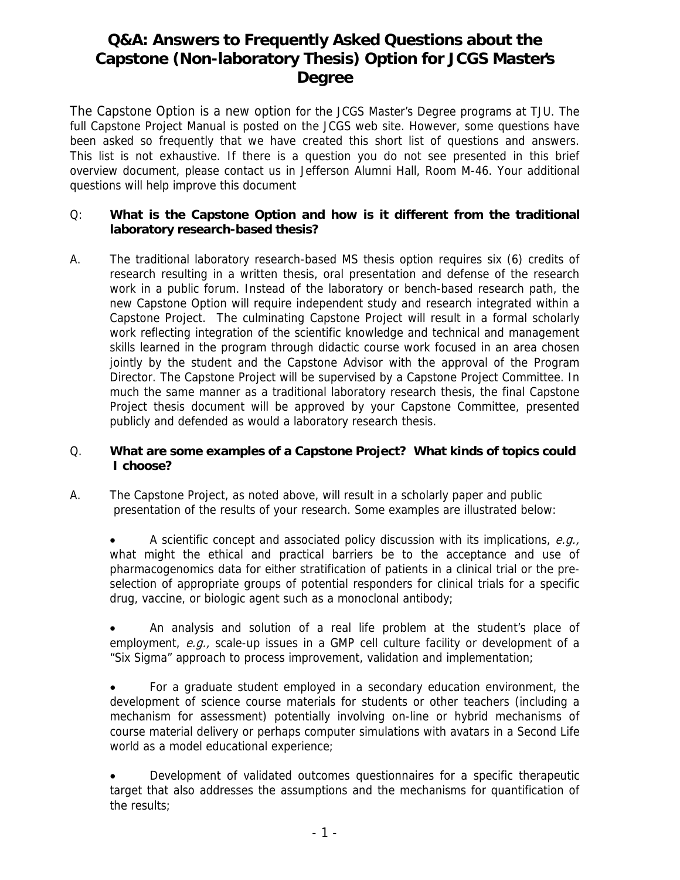# Q&A: Answers to Frequently Asked Questions about the Capstone (Non-laboratory Thesis) Option for JCGS Master's Degree

The Capstone Option is a new option for the JCGS Master's Degree programs at TJU. The full Capstone Project Manual is posted on the JCGS web site. However, some questions have been asked so frequently that we have created this short list of questions and answers. This list is not exhaustive. If there is a question you do not see presented in this brief overview document, please contact us in Jefferson Alumni Hall, Room M-46. Your additional questions will help improve this document

Q: **What is the Capstone Option and how is it different from the traditional laboratory research-based thesis?**

A. The traditional laboratory research-based MS thesis option requires six (6) credits of research resulting in a written thesis, oral presentation and defense of the research work in a public forum. Instead of the laboratory or bench-based research path, the new Capstone Option will require independent study and research integrated within a Capstone Project. The culminating Capstone Project will result in a formal scholarly work reflecting integration of the scientific knowledge and technical and management skills learned in the program through didactic course work focused in an area chosen jointly by the student and the Capstone Advisor with the approval of the Program Director. The Capstone Project will be supervised by a Capstone Project Committee. In much the same manner as a traditional laboratory research thesis, the final Capstone Project thesis document will be approved by your Capstone Committee, presented publicly and defended as would a laboratory research thesis.

Q. **What are some examples of a Capstone Project? What kinds of topics could I choose?**

A. The Capstone Project, as noted above, will result in a scholarly paper and public presentation of the results of your research. Some examples are illustrated below:

- A scientific concept and associated policy discussion with its implications, *e.g.,* what might the ethical and practical barriers be to the acceptance and use of pharmacogenomics data for either stratification of patients in a clinical trial or the pre-selection of appropriate groups of potential responders for clinical trials for a specific drug, vaccine, or biologic agent such as a monoclonal antibody;

- An analysis and solution of a real life problem at the student's place of employment, *e.g.,* scale-up issues in a GMP cell culture facility or development of a "Six Sigma" approach to process improvement, validation and implementation;

- For a graduate student employed in a secondary education environment, the development of science course materials for students or other teachers (including a mechanism for assessment) potentially involving on-line or hybrid mechanisms of course material delivery or perhaps computer simulations with avatars in a Second Life world as a model educational experience;

- Development of validated outcomes questionnaires for a specific therapeutic target that also addresses the assumptions and the mechanisms for quantification of the results;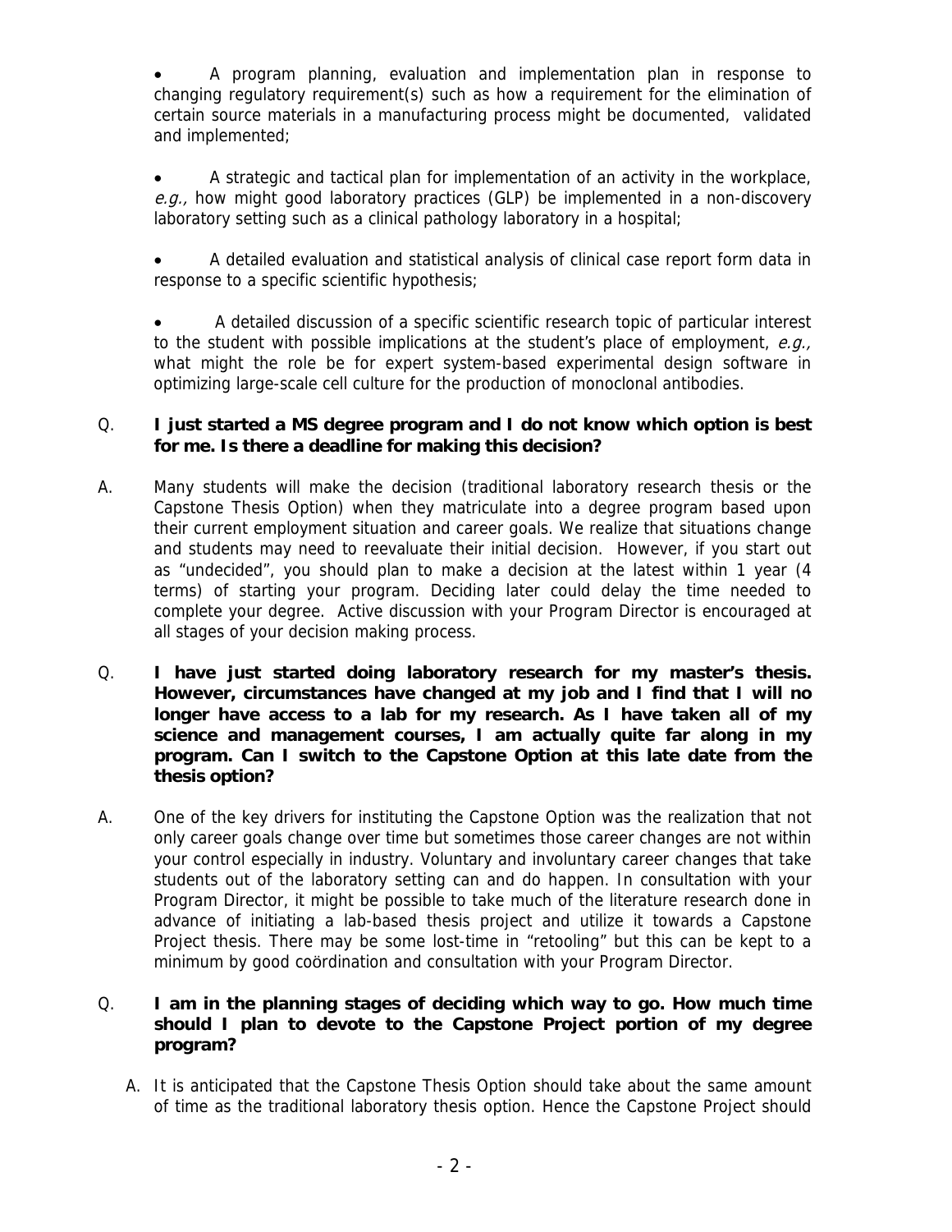- A program planning, evaluation and implementation plan in response to changing regulatory requirement(s) such as how a requirement for the elimination of certain source materials in a manufacturing process might be documented, validated and implemented;

- A strategic and tactical plan for implementation of an activity in the workplace, *e.g.,* how might good laboratory practices (GLP) be implemented in a non-discovery laboratory setting such as a clinical pathology laboratory in a hospital;

- A detailed evaluation and statistical analysis of clinical case report form data in response to a specific scientific hypothesis;

- A detailed discussion of a specific scientific research topic of particular interest to the student with possible implications at the student's place of employment, *e.g.,* what might the role be for expert system-based experimental design software in optimizing large-scale cell culture for the production of monoclonal antibodies.

Q. **I just started a MS degree program and I do not know which option is best for me. Is there a deadline for making this decision?**

A. Many students will make the decision (traditional laboratory research thesis or the Capstone Thesis Option) when they matriculate into a degree program based upon their current employment situation and career goals. We realize that situations change and students may need to reevaluate their initial decision. However, if you start out as "undecided", you should plan to make a decision at the latest within 1 year (4 terms) of starting your program. Deciding later could delay the time needed to complete your degree. Active discussion with your Program Director is encouraged at all stages of your decision making process.

Q. **I have just started doing laboratory research for my master's thesis. However, circumstances have changed at my job and I find that I will no longer have access to a lab for my research. As I have taken all of my science and management courses, I am actually quite far along in my program. Can I switch to the Capstone Option at this late date from the thesis option?**

A. One of the key drivers for instituting the Capstone Option was the realization that not only career goals change over time but sometimes those career changes are not within your control especially in industry. Voluntary and involuntary career changes that take students out of the laboratory setting can and do happen. In consultation with your Program Director, it might be possible to take much of the literature research done in advance of initiating a lab-based thesis project and utilize it towards a Capstone Project thesis. There may be some lost-time in "retooling" but this can be kept to a minimum by good coördination and consultation with your Program Director.

Q. **I am in the planning stages of deciding which way to go. How much time should I plan to devote to the Capstone Project portion of my degree program?**

A. It is anticipated that the Capstone Thesis Option should take about the same amount of time as the traditional laboratory thesis option. Hence the Capstone Project should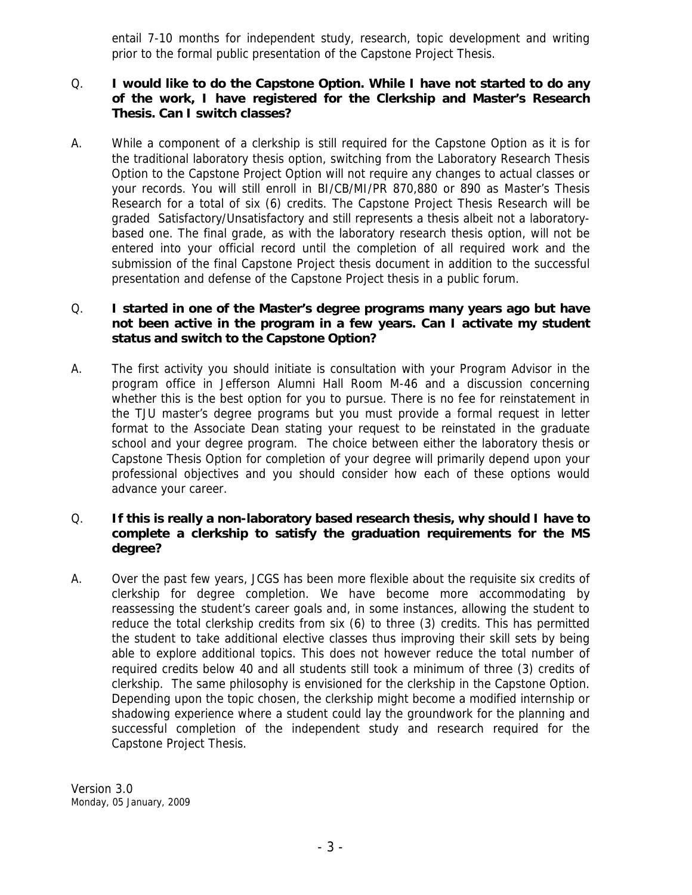entail 7-10 months for independent study, research, topic development and writing prior to the formal public presentation of the Capstone Project Thesis.

Q. **I would like to do the Capstone Option. While I have not started to do any of the work, I have registered for the Clerkship and Master's Research Thesis. Can I switch classes?**

A. While a component of a clerkship is still required for the Capstone Option as it is for the traditional laboratory thesis option, switching from the Laboratory Research Thesis Option to the Capstone Project Option will not require any changes to actual classes or your records. You will still enroll in BI/CB/MI/PR 870,880 or 890 as Master's Thesis Research for a total of six (6) credits. The Capstone Project Thesis Research will be graded Satisfactory/Unsatisfactory and still represents a thesis albeit not a laboratory-based one. The final grade, as with the laboratory research thesis option, will not be entered into your official record until the completion of all required work and the submission of the final Capstone Project thesis document in addition to the successful presentation and defense of the Capstone Project thesis in a public forum.

Q. **I started in one of the Master's degree programs many years ago but have not been active in the program in a few years. Can I activate my student status and switch to the Capstone Option?**

A. The first activity you should initiate is consultation with your Program Advisor in the program office in Jefferson Alumni Hall Room M-46 and a discussion concerning whether this is the best option for you to pursue. There is no fee for reinstatement in the TJU master's degree programs but you must provide a formal request in letter format to the Associate Dean stating your request to be reinstated in the graduate school and your degree program. The choice between either the laboratory thesis or Capstone Thesis Option for completion of your degree will primarily depend upon your professional objectives and you should consider how each of these options would advance your career.

Q. **If this is really a non-laboratory based research thesis, why should I have to complete a clerkship to satisfy the graduation requirements for the MS degree?**

A. Over the past few years, JCGS has been more flexible about the requisite six credits of clerkship for degree completion. We have become more accommodating by reassessing the student's career goals and, in some instances, allowing the student to reduce the total clerkship credits from six (6) to three (3) credits. This has permitted the student to take additional elective classes thus improving their skill sets by being able to explore additional topics. This does not however reduce the total number of required credits below 40 and all students still took a minimum of three (3) credits of clerkship. The same philosophy is envisioned for the clerkship in the Capstone Option. Depending upon the topic chosen, the clerkship might become a modified internship or shadowing experience where a student could lay the groundwork for the planning and successful completion of the independent study and research required for the Capstone Project Thesis.

Version 3.0
Monday, 05 January, 2009